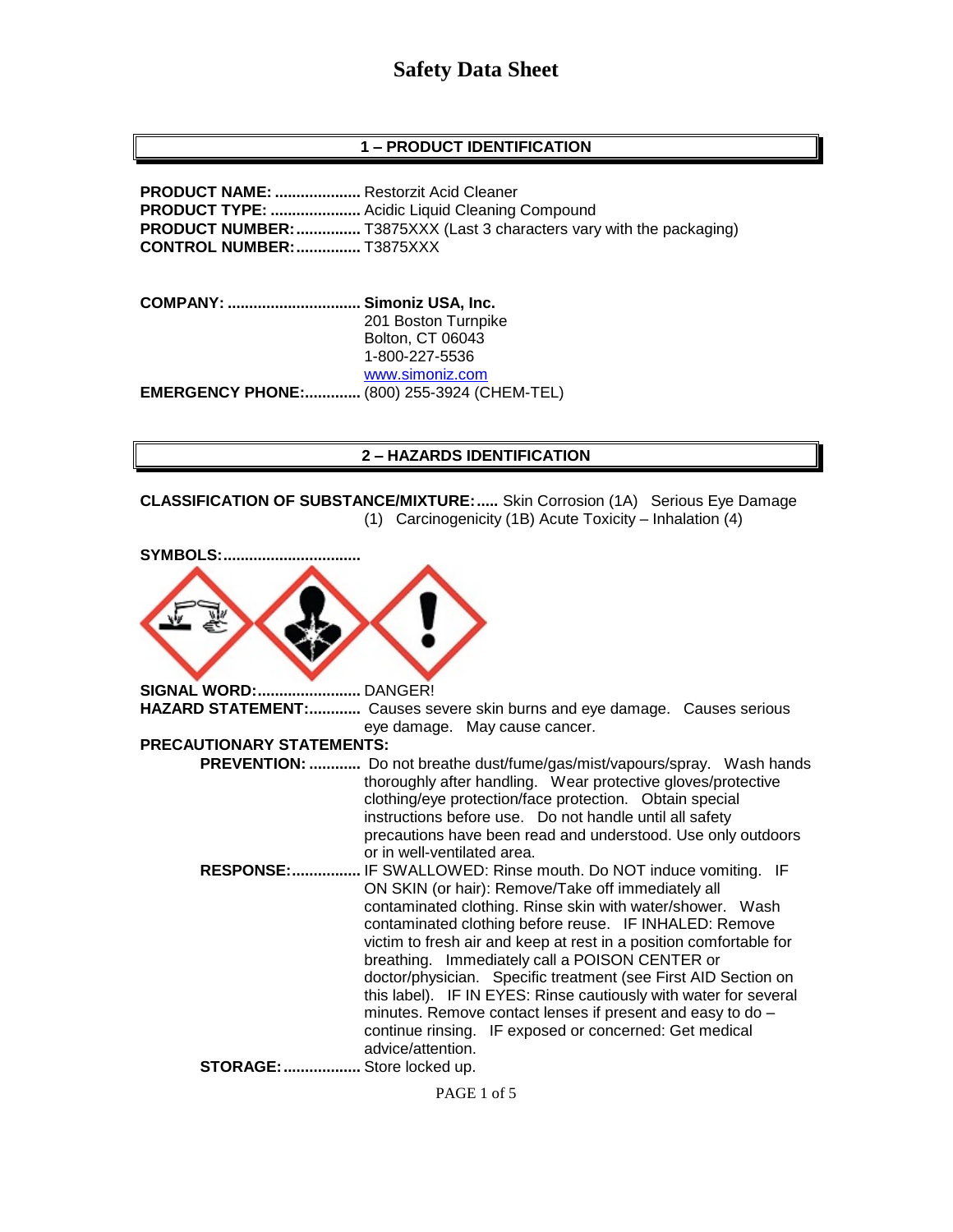# Safety Data Sheet

## 1 – PRODUCT IDENTIFICATION

**PRODUCT NAME:** .................... Restorzit Acid Cleaner
**PRODUCT TYPE:** ..................... Acidic Liquid Cleaning Compound
**PRODUCT NUMBER:** ............... T3875XXX (Last 3 characters vary with the packaging)
**CONTROL NUMBER:** ............... T3875XXX

**COMPANY:** ............................... **Simoniz USA, Inc.**
201 Boston Turnpike
Bolton, CT 06043
1-800-227-5536
www.simoniz.com
**EMERGENCY PHONE:** ............. (800) 255-3924 (CHEM-TEL)

## 2 – HAZARDS IDENTIFICATION

**CLASSIFICATION OF SUBSTANCE/MIXTURE:** ..... Skin Corrosion (1A) Serious Eye Damage (1) Carcinogenicity (1B) Acute Toxicity – Inhalation (4)

**SYMBOLS:** ................................

**SIGNAL WORD:** ........................ DANGER!
**HAZARD STATEMENT:** ............ Causes severe skin burns and eye damage. Causes serious eye damage. May cause cancer.

**PRECAUTIONARY STATEMENTS:**

**PREVENTION:** ............ Do not breathe dust/fume/gas/mist/vapours/spray. Wash hands thoroughly after handling. Wear protective gloves/protective clothing/eye protection/face protection. Obtain special instructions before use. Do not handle until all safety precautions have been read and understood. Use only outdoors or in well-ventilated area.

**RESPONSE:** ................ IF SWALLOWED: Rinse mouth. Do NOT induce vomiting. IF ON SKIN (or hair): Remove/Take off immediately all contaminated clothing. Rinse skin with water/shower. Wash contaminated clothing before reuse. IF INHALED: Remove victim to fresh air and keep at rest in a position comfortable for breathing. Immediately call a POISON CENTER or doctor/physician. Specific treatment (see First AID Section on this label). IF IN EYES: Rinse cautiously with water for several minutes. Remove contact lenses if present and easy to do – continue rinsing. IF exposed or concerned: Get medical advice/attention.

**STORAGE:** .................. Store locked up.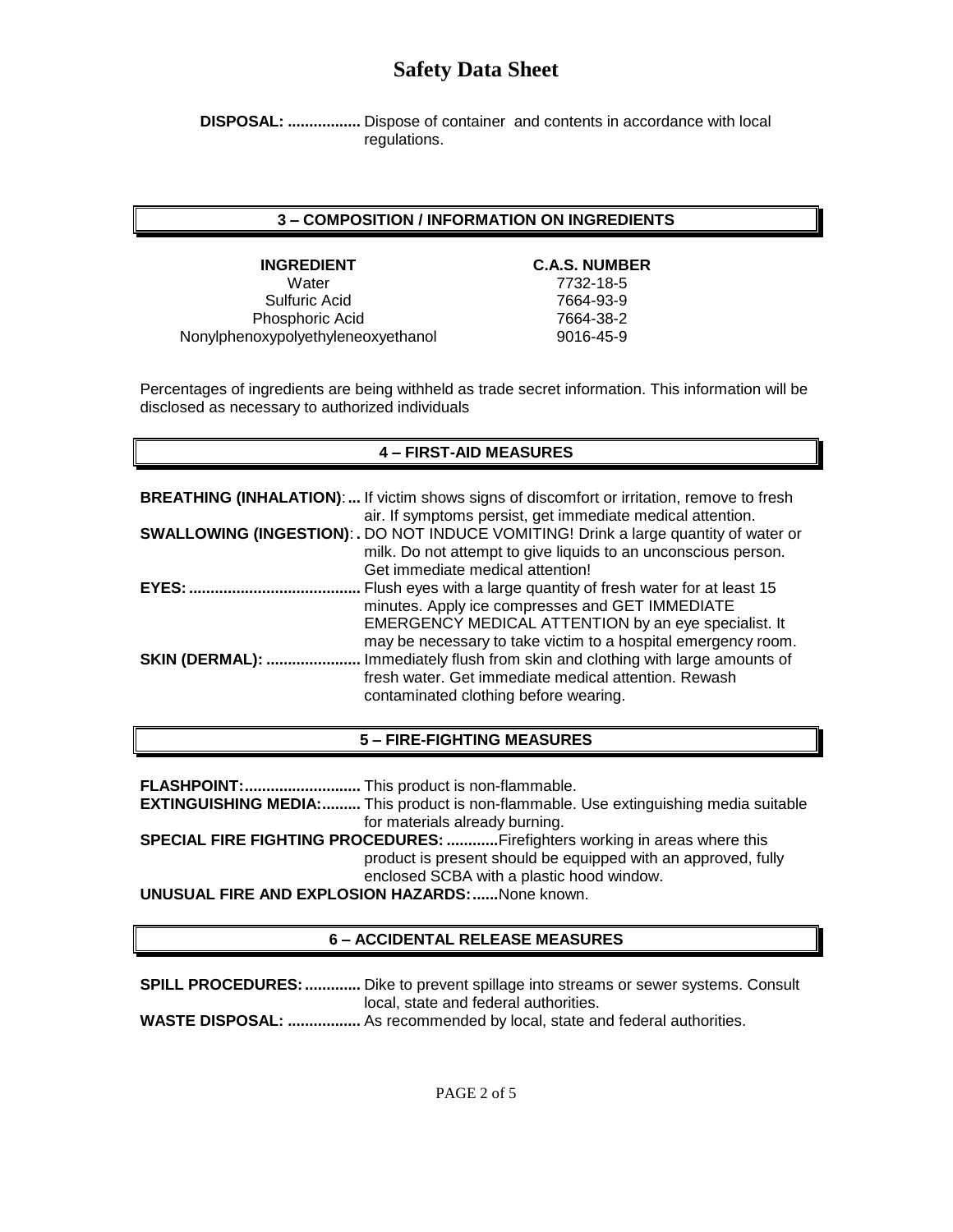# Safety Data Sheet

**DISPOSAL: .................** Dispose of container and contents in accordance with local regulations.

## 3 – COMPOSITION / INFORMATION ON INGREDIENTS

| INGREDIENT | C.A.S. NUMBER |
|---|---|
| Water | 7732-18-5 |
| Sulfuric Acid | 7664-93-9 |
| Phosphoric Acid | 7664-38-2 |
| Nonylphenoxypolyethyleneoxyethanol | 9016-45-9 |

Percentages of ingredients are being withheld as trade secret information. This information will be disclosed as necessary to authorized individuals

## 4 – FIRST-AID MEASURES

**BREATHING (INHALATION):...** If victim shows signs of discomfort or irritation, remove to fresh air. If symptoms persist, get immediate medical attention.

**SWALLOWING (INGESTION):.** DO NOT INDUCE VOMITING! Drink a large quantity of water or milk. Do not attempt to give liquids to an unconscious person. Get immediate medical attention!

**EYES:........................................** Flush eyes with a large quantity of fresh water for at least 15 minutes. Apply ice compresses and GET IMMEDIATE EMERGENCY MEDICAL ATTENTION by an eye specialist. It may be necessary to take victim to a hospital emergency room.

**SKIN (DERMAL): ......................** Immediately flush from skin and clothing with large amounts of fresh water. Get immediate medical attention. Rewash contaminated clothing before wearing.

## 5 – FIRE-FIGHTING MEASURES

**FLASHPOINT:...........................** This product is non-flammable.

**EXTINGUISHING MEDIA:.........** This product is non-flammable. Use extinguishing media suitable for materials already burning.

**SPECIAL FIRE FIGHTING PROCEDURES: ............**Firefighters working in areas where this product is present should be equipped with an approved, fully enclosed SCBA with a plastic hood window.

**UNUSUAL FIRE AND EXPLOSION HAZARDS:......**None known.

## 6 – ACCIDENTAL RELEASE MEASURES

**SPILL PROCEDURES:.............** Dike to prevent spillage into streams or sewer systems. Consult local, state and federal authorities.

**WASTE DISPOSAL: .................** As recommended by local, state and federal authorities.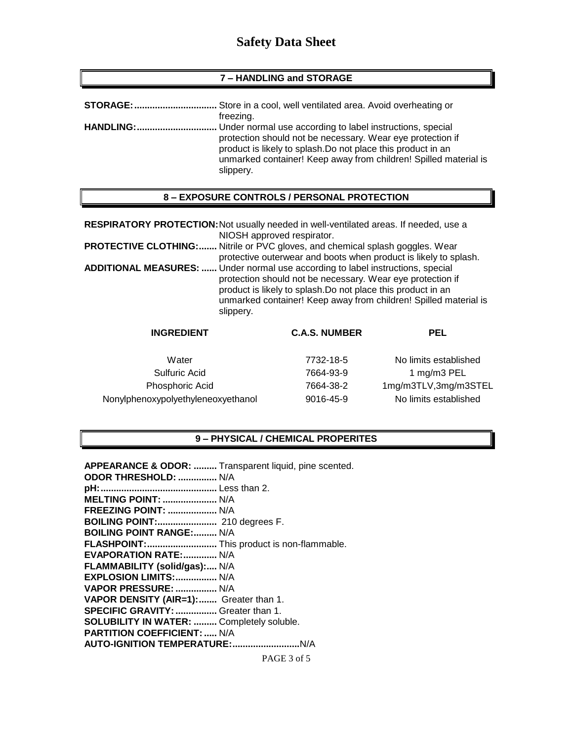# Safety Data Sheet

## 7 – HANDLING and STORAGE

**STORAGE:** Store in a cool, well ventilated area. Avoid overheating or freezing.

**HANDLING:** Under normal use according to label instructions, special protection should not be necessary. Wear eye protection if product is likely to splash.Do not place this product in an unmarked container! Keep away from children! Spilled material is slippery.

## 8 – EXPOSURE CONTROLS / PERSONAL PROTECTION

**RESPIRATORY PROTECTION:** Not usually needed in well-ventilated areas. If needed, use a NIOSH approved respirator.

**PROTECTIVE CLOTHING:** Nitrile or PVC gloves, and chemical splash goggles. Wear protective outerwear and boots when product is likely to splash.

**ADDITIONAL MEASURES:** Under normal use according to label instructions, special protection should not be necessary. Wear eye protection if product is likely to splash.Do not place this product in an unmarked container! Keep away from children! Spilled material is slippery.

| INGREDIENT | C.A.S. NUMBER | PEL |
|---|---|---|
| Water | 7732-18-5 | No limits established |
| Sulfuric Acid | 7664-93-9 | 1 mg/m3 PEL |
| Phosphoric Acid | 7664-38-2 | 1mg/m3TLV,3mg/m3STEL |
| Nonylphenoxypolyethyleneoxyethanol | 9016-45-9 | No limits established |

## 9 – PHYSICAL / CHEMICAL PROPERITES

**APPEARANCE & ODOR:** Transparent liquid, pine scented.
**ODOR THRESHOLD:** N/A
**pH:** Less than 2.
**MELTING POINT:** N/A
**FREEZING POINT:** N/A
**BOILING POINT:** 210 degrees F.
**BOILING POINT RANGE:** N/A
**FLASHPOINT:** This product is non-flammable.
**EVAPORATION RATE:** N/A
**FLAMMABILITY (solid/gas):** N/A
**EXPLOSION LIMITS:** N/A
**VAPOR PRESSURE:** N/A
**VAPOR DENSITY (AIR=1):** Greater than 1.
**SPECIFIC GRAVITY:** Greater than 1.
**SOLUBILITY IN WATER:** Completely soluble.
**PARTITION COEFFICIENT:** N/A
**AUTO-IGNITION TEMPERATURE:** N/A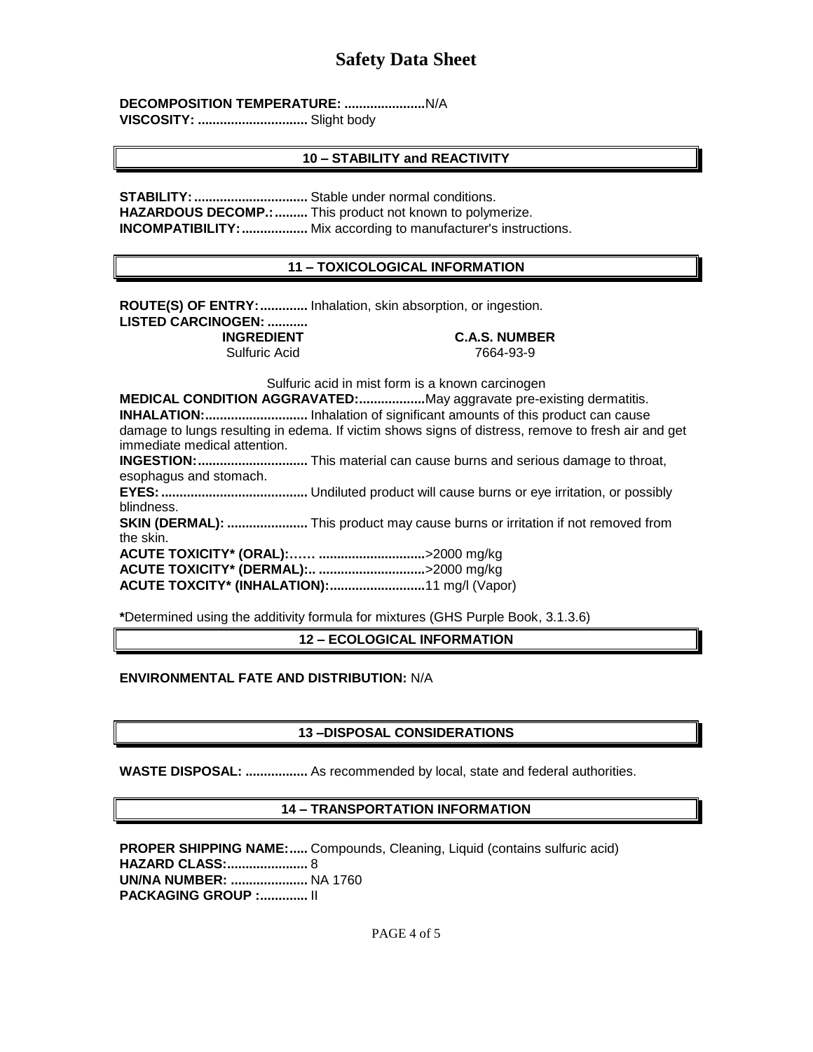**DECOMPOSITION TEMPERATURE: ......................**N/A
**VIQUOSITY: ..............................** Slight body

## 10 – STABILITY and REACTIVITY

**STABILITY: ...............................** Stable under normal conditions.
**HAZARDOUS DECOMP.: .........** This product not known to polymerize.
**INCOMPATIBILITY: ..................** Mix according to manufacturer's instructions.

## 11 – TOXICOLOGICAL INFORMATION

**ROUTE(S) OF ENTRY: .............** Inhalation, skin absorption, or ingestion.
**LISTED CARCINOGEN: ...........**

| INGREDIENT | C.A.S. NUMBER |
|---|---|
| Sulfuric Acid | 7664-93-9 |

Sulfuric acid in mist form is a known carcinogen

**MEDICAL CONDITION AGGRAVATED: ..................**May aggravate pre-existing dermatitis.
**INHALATION: ............................** Inhalation of significant amounts of this product can cause damage to lungs resulting in edema. If victim shows signs of distress, remove to fresh air and get immediate medical attention.
**INGESTION: ..............................** This material can cause burns and serious damage to throat, esophagus and stomach.
**EYES: ........................................** Undiluted product will cause burns or eye irritation, or possibly blindness.
**SKIN (DERMAL): ......................** This product may cause burns or irritation if not removed from the skin.
**ACUTE TOXICITY* (ORAL):…… ............................**>2000 mg/kg
**ACUTE TOXICITY* (DERMAL):.. ............................**>2000 mg/kg
**ACUTE TOXCITY* (INHALATION): ..........................**11 mg/l (Vapor)

***Determined using the additivity formula for mixtures (GHS Purple Book, 3.1.3.6)

## 12 – ECOLOGICAL INFORMATION

**ENVIRONMENTAL FATE AND DISTRIBUTION:** N/A

## 13 –DISPOSAL CONSIDERATIONS

**WASTE DISPOSAL: .................** As recommended by local, state and federal authorities.

## 14 – TRANSPORTATION INFORMATION

**PROPER SHIPPING NAME: .....** Compounds, Cleaning, Liquid (contains sulfuric acid)
**HAZARD CLASS: ......................** 8
**UN/NA NUMBER: .....................** NA 1760
**PACKAGING GROUP : .............** II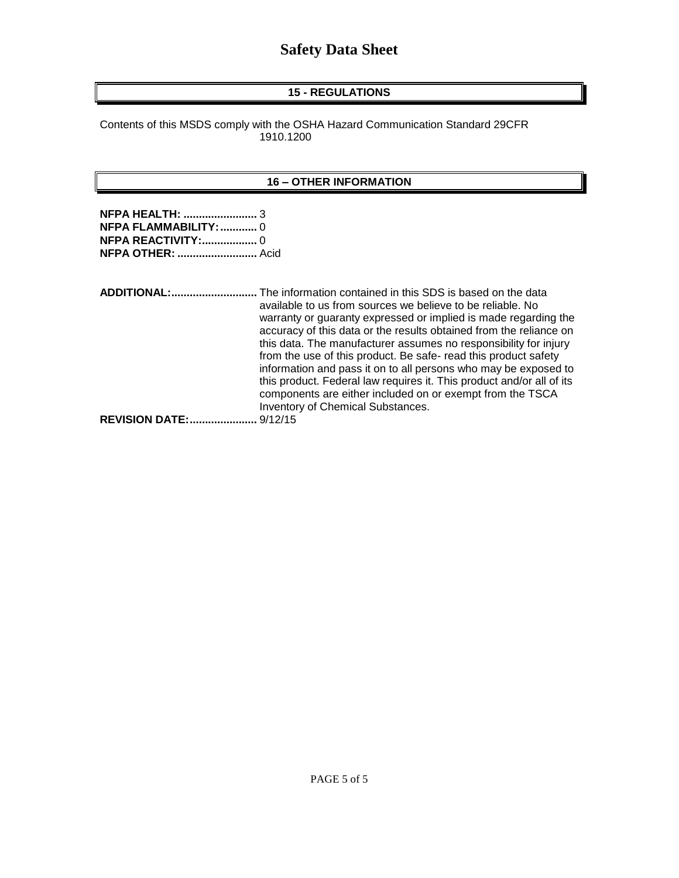## 15 - REGULATIONS

Contents of this MSDS comply with the OSHA Hazard Communication Standard 29CFR 1910.1200

## 16 – OTHER INFORMATION

**NFPA HEALTH: ........................** 3
**NFPA FLAMMABILITY:............** 0
**NFPA REACTIVITY:..................** 0
**NFPA OTHER: ..........................** Acid

**ADDITIONAL:............................** The information contained in this SDS is based on the data available to us from sources we believe to be reliable. No warranty or guaranty expressed or implied is made regarding the accuracy of this data or the results obtained from the reliance on this data. The manufacturer assumes no responsibility for injury from the use of this product. Be safe- read this product safety information and pass it on to all persons who may be exposed to this product. Federal law requires it. This product and/or all of its components are either included on or exempt from the TSCA Inventory of Chemical Substances.
**REVISION DATE:......................** 9/12/15